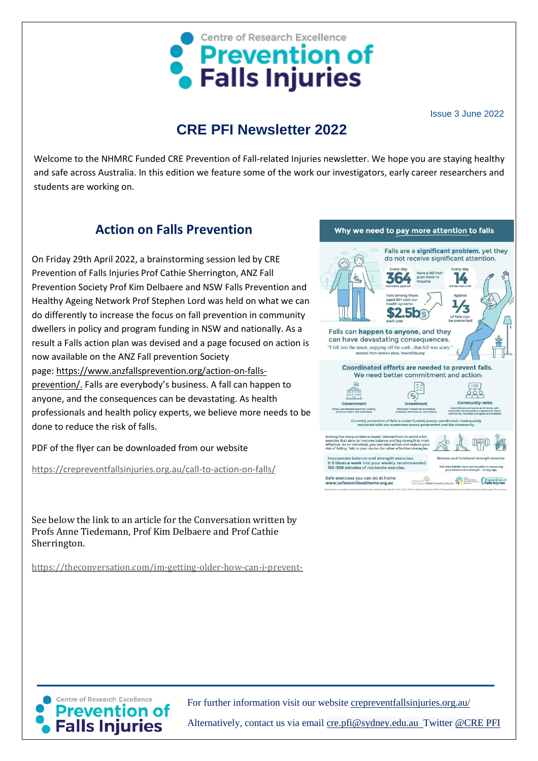# Centre of Research Excellence Prevention of Falls Injuries

Issue 3 June 2022

## CRE PFI Newsletter 2022

Welcome to the NHMRC Funded CRE Prevention of Fall-related Injuries newsletter. We hope you are staying healthy and safe across Australia. In this edition we feature some of the work our investigators, early career researchers and students are working on.

### Action on Falls Prevention

On Friday 29th April 2022, a brainstorming session led by CRE Prevention of Falls Injuries Prof Cathie Sherrington, ANZ Fall Prevention Society Prof Kim Delbaere and NSW Falls Prevention and Healthy Ageing Network Prof Stephen Lord was held on what we can do differently to increase the focus on fall prevention in community dwellers in policy and program funding in NSW and nationally. As a result a Falls action plan was devised and a page focused on action is now available on the ANZ Fall prevention Society page: https://www.anzfallsprevention.org/action-on-falls-prevention/. Falls are everybody's business. A fall can happen to anyone, and the consequences can be devastating. As health professionals and health policy experts, we believe more needs to be done to reduce the risk of falls.

PDF of the flyer can be downloaded from our website

https://crepreventfallsinjuries.org.au/call-to-action-on-falls/

**Why we need to pay more attention to falls**

Falls are a **significant problem**, yet they do not receive significant attention.

- Every day **364** Australians aged 65+ have a fall that puts them in hospital
- Every day **14** will die from a fall
- Falls among those aged 65+ cost our health systems **$2.5b** each year
- Approx **1/3** of falls can be prevented

Falls can **happen to anyone**, and they can have devastating consequences.
"I fell into the street, stepping off the curb...that fall was scary." excerpt from Annie's story, heartofida.org

**Coordinated efforts are needed to prevent falls.** We need better commitment and action:

- **Government** – Policy, coordinated planning, funding, communication and awareness
- **Investment** – Nationally-funded fall prevention strategies, frameworks, and actions
- **Community-wide** – Commitment and action at all levels, with accessible fall prevention programs for home, community, hospitals and aged care available

Currently prevention of falls is under-funded, poorly coordinated, inadequately resourced with low awareness across government and the community.

Among the many evidence based interventions to avoid a fall, exercise that aims to improve balance and leg strength is most effective. As an individual, you can take action and reduce your risk of falling. Talk to your doctor for other effective strategies.

Incorporate balance and strength exercises **2–3 times a week** into your weekly recommended **150–300 minutes** of moderate exercise.

Balance and functional strength exercise — DID YOU KNOW: there are benefits to improving your balance and strength – at any age.

Safe exercises you can do at home **www.safeexerciseathome.org.au**

See below the link to an article for the Conversation written by Profs Anne Tiedemann, Prof Kim Delbaere and Prof Cathie Sherrington.

https://theconversation.com/im-getting-older-how-can-i-prevent-

For further information visit our website crepreventfallsinjuries.org.au/

Alternatively, contact us via email cre.pfi@sydney.edu.au Twitter @CRE PFI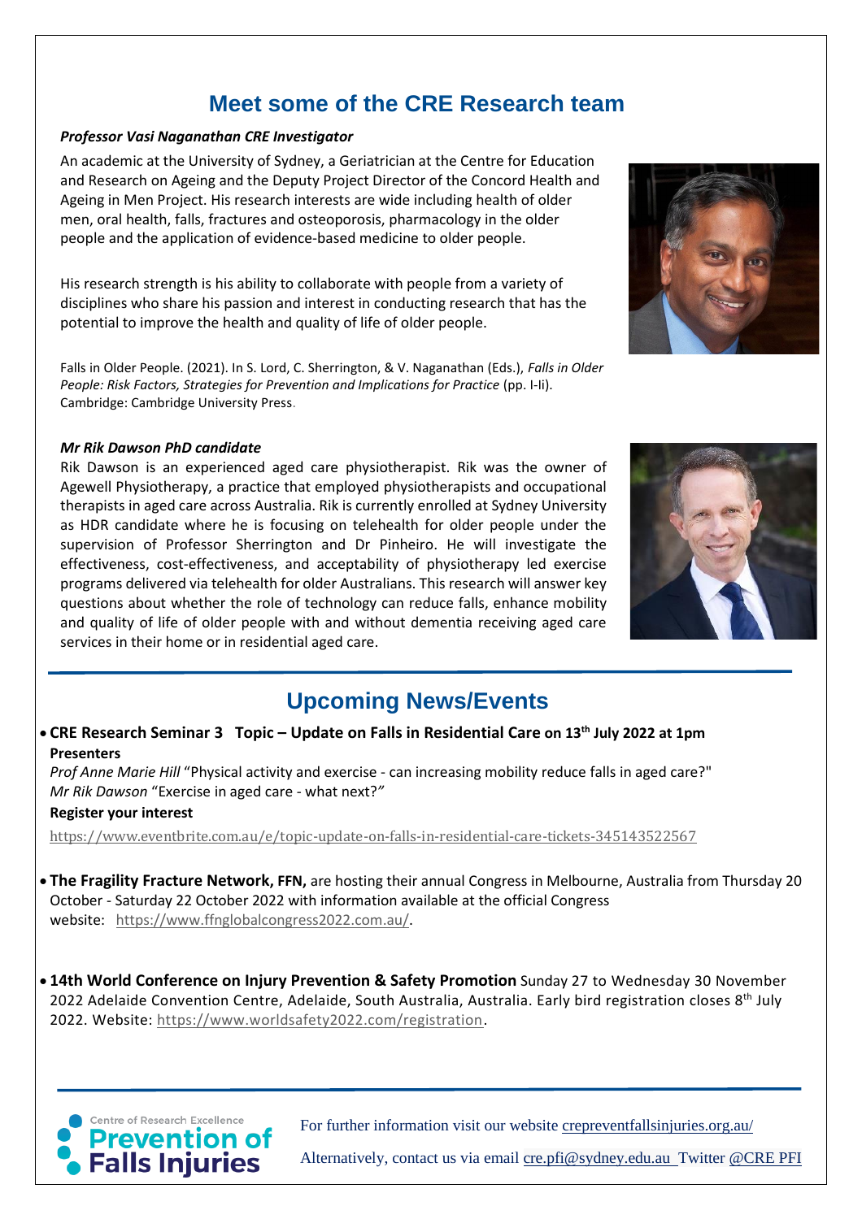## Meet some of the CRE Research team

***Professor Vasi Naganathan CRE Investigator***

An academic at the University of Sydney, a Geriatrician at the Centre for Education and Research on Ageing and the Deputy Project Director of the Concord Health and Ageing in Men Project. His research interests are wide including health of older men, oral health, falls, fractures and osteoporosis, pharmacology in the older people and the application of evidence-based medicine to older people.

His research strength is his ability to collaborate with people from a variety of disciplines who share his passion and interest in conducting research that has the potential to improve the health and quality of life of older people.

Falls in Older People. (2021). In S. Lord, C. Sherrington, & V. Naganathan (Eds.), *Falls in Older People: Risk Factors, Strategies for Prevention and Implications for Practice* (pp. I-Ii). Cambridge: Cambridge University Press.

***Mr Rik Dawson PhD candidate***

Rik Dawson is an experienced aged care physiotherapist. Rik was the owner of Agewell Physiotherapy, a practice that employed physiotherapists and occupational therapists in aged care across Australia. Rik is currently enrolled at Sydney University as HDR candidate where he is focusing on telehealth for older people under the supervision of Professor Sherrington and Dr Pinheiro. He will investigate the effectiveness, cost-effectiveness, and acceptability of physiotherapy led exercise programs delivered via telehealth for older Australians. This research will answer key questions about whether the role of technology can reduce falls, enhance mobility and quality of life of older people with and without dementia receiving aged care services in their home or in residential aged care.

## Upcoming News/Events

- **CRE Research Seminar 3 Topic – Update on Falls in Residential Care on 13th July 2022 at 1pm**
  **Presenters**
  *Prof Anne Marie Hill* "Physical activity and exercise - can increasing mobility reduce falls in aged care?"
  *Mr Rik Dawson* "Exercise in aged care - what next?"
  **Register your interest**
  https://www.eventbrite.com.au/e/topic-update-on-falls-in-residential-care-tickets-345143522567

- **The Fragility Fracture Network, FFN,** are hosting their annual Congress in Melbourne, Australia from Thursday 20 October - Saturday 22 October 2022 with information available at the official Congress website: https://www.ffnglobalcongress2022.com.au/.

- **14th World Conference on Injury Prevention & Safety Promotion** Sunday 27 to Wednesday 30 November 2022 Adelaide Convention Centre, Adelaide, South Australia, Australia. Early bird registration closes 8th July 2022. Website: https://www.worldsafety2022.com/registration.

Centre of Research Excellence **Prevention of Falls Injuries**

For further information visit our website crepreventfallsinjuries.org.au/

Alternatively, contact us via email cre.pfi@sydney.edu.au Twitter @CRE PFI